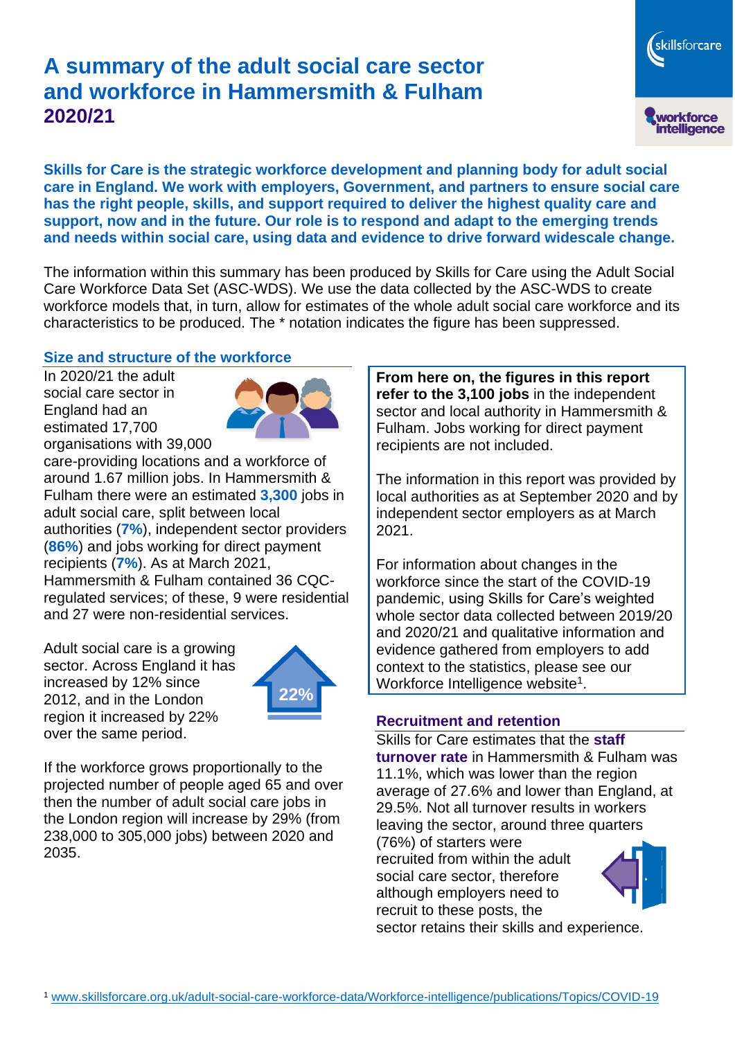# A summary of the adult social care sector and workforce in Hammersmith & Fulham 2020/21

**Skills for Care is the strategic workforce development and planning body for adult social care in England. We work with employers, Government, and partners to ensure social care has the right people, skills, and support required to deliver the highest quality care and support, now and in the future. Our role is to respond and adapt to the emerging trends and needs within social care, using data and evidence to drive forward widescale change.**

The information within this summary has been produced by Skills for Care using the Adult Social Care Workforce Data Set (ASC-WDS). We use the data collected by the ASC-WDS to create workforce models that, in turn, allow for estimates of the whole adult social care workforce and its characteristics to be produced. The * notation indicates the figure has been suppressed.

## Size and structure of the workforce

In 2020/21 the adult social care sector in England had an estimated 17,700 organisations with 39,000 care-providing locations and a workforce of around 1.67 million jobs. In Hammersmith & Fulham there were an estimated **3,300** jobs in adult social care, split between local authorities (**7%**), independent sector providers (**86%**) and jobs working for direct payment recipients (**7%**). As at March 2021, Hammersmith & Fulham contained 36 CQC-regulated services; of these, 9 were residential and 27 were non-residential services.

Adult social care is a growing sector. Across England it has increased by 12% since 2012, and in the London region it increased by 22% over the same period.

22%

If the workforce grows proportionally to the projected number of people aged 65 and over then the number of adult social care jobs in the London region will increase by 29% (from 238,000 to 305,000 jobs) between 2020 and 2035.

**From here on, the figures in this report refer to the 3,100 jobs** in the independent sector and local authority in Hammersmith & Fulham. Jobs working for direct payment recipients are not included.

The information in this report was provided by local authorities as at September 2020 and by independent sector employers as at March 2021.

For information about changes in the workforce since the start of the COVID-19 pandemic, using Skills for Care's weighted whole sector data collected between 2019/20 and 2020/21 and qualitative information and evidence gathered from employers to add context to the statistics, please see our Workforce Intelligence website[1].

## Recruitment and retention

Skills for Care estimates that the **staff turnover rate** in Hammersmith & Fulham was 11.1%, which was lower than the region average of 27.6% and lower than England, at 29.5%. Not all turnover results in workers leaving the sector, around three quarters (76%) of starters were recruited from within the adult social care sector, therefore although employers need to recruit to these posts, the sector retains their skills and experience.

[1] www.skillsforcare.org.uk/adult-social-care-workforce-data/Workforce-intelligence/publications/Topics/COVID-19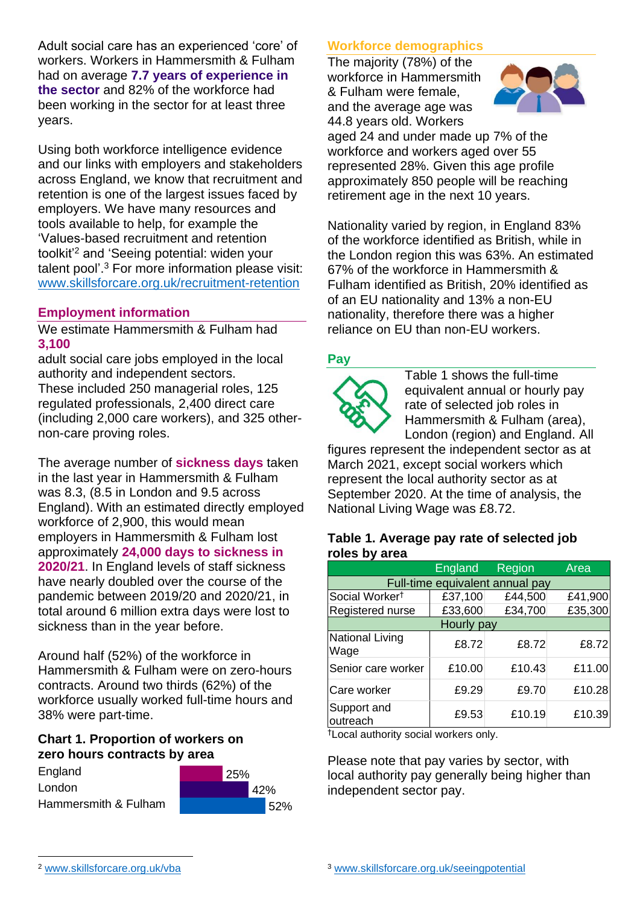Adult social care has an experienced 'core' of workers. Workers in Hammersmith & Fulham had on average **7.7 years of experience in the sector** and 82% of the workforce had been working in the sector for at least three years.

Using both workforce intelligence evidence and our links with employers and stakeholders across England, we know that recruitment and retention is one of the largest issues faced by employers. We have many resources and tools available to help, for example the 'Values-based recruitment and retention toolkit'[2] and 'Seeing potential: widen your talent pool'.[3] For more information please visit: www.skillsforcare.org.uk/recruitment-retention

## Employment information

We estimate Hammersmith & Fulham had **3,100** adult social care jobs employed in the local authority and independent sectors. These included 250 managerial roles, 125 regulated professionals, 2,400 direct care (including 2,000 care workers), and 325 other-non-care proving roles.

The average number of **sickness days** taken in the last year in Hammersmith & Fulham was 8.3, (8.5 in London and 9.5 across England). With an estimated directly employed workforce of 2,900, this would mean employers in Hammersmith & Fulham lost approximately **24,000 days to sickness in 2020/21**. In England levels of staff sickness have nearly doubled over the course of the pandemic between 2019/20 and 2020/21, in total around 6 million extra days were lost to sickness than in the year before.

Around half (52%) of the workforce in Hammersmith & Fulham were on zero-hours contracts. Around two thirds (62%) of the workforce usually worked full-time hours and 38% were part-time.

### Chart 1. Proportion of workers on zero hours contracts by area

| Area | Proportion |
|---|---|
| England | 25% |
| London | 42% |
| Hammersmith & Fulham | 52% |

## Workforce demographics

The majority (78%) of the workforce in Hammersmith & Fulham were female, and the average age was 44.8 years old. Workers aged 24 and under made up 7% of the workforce and workers aged over 55 represented 28%. Given this age profile approximately 850 people will be reaching retirement age in the next 10 years.

Nationality varied by region, in England 83% of the workforce identified as British, while in the London region this was 63%. An estimated 67% of the workforce in Hammersmith & Fulham identified as British, 20% identified as of an EU nationality and 13% a non-EU nationality, therefore there was a higher reliance on EU than non-EU workers.

## Pay

Table 1 shows the full-time equivalent annual or hourly pay rate of selected job roles in Hammersmith & Fulham (area), London (region) and England. All figures represent the independent sector as at March 2021, except social workers which represent the local authority sector as at September 2020. At the time of analysis, the National Living Wage was £8.72.

### Table 1. Average pay rate of selected job roles by area

| | England | Region | Area |
|---|---|---|---|
| **Full-time equivalent annual pay** | | | |
| Social Worker† | £37,100 | £44,500 | £41,900 |
| Registered nurse | £33,600 | £34,700 | £35,300 |
| **Hourly pay** | | | |
| National Living Wage | £8.72 | £8.72 | £8.72 |
| Senior care worker | £10.00 | £10.43 | £11.00 |
| Care worker | £9.29 | £9.70 | £10.28 |
| Support and outreach | £9.53 | £10.19 | £10.39 |

†Local authority social workers only.

Please note that pay varies by sector, with local authority pay generally being higher than independent sector pay.

---

[2] www.skillsforcare.org.uk/vba

[3] www.skillsforcare.org.uk/seeingpotential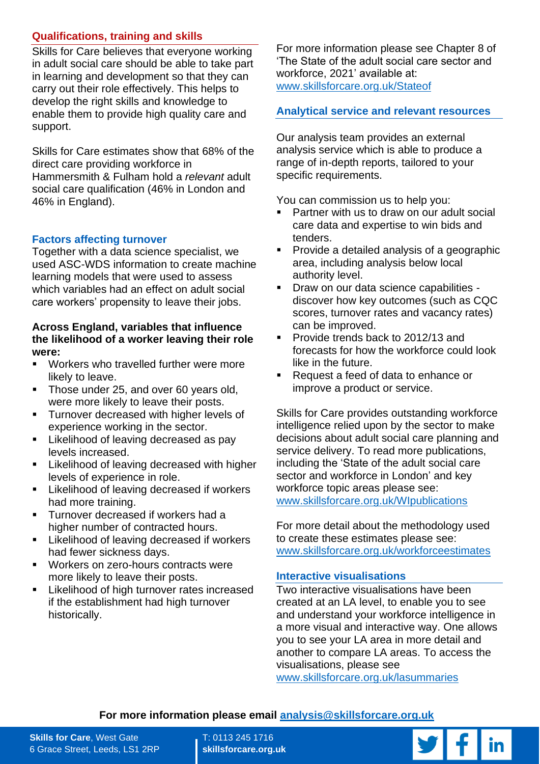## Qualifications, training and skills

Skills for Care believes that everyone working in adult social care should be able to take part in learning and development so that they can carry out their role effectively. This helps to develop the right skills and knowledge to enable them to provide high quality care and support.

Skills for Care estimates show that 68% of the direct care providing workforce in Hammersmith & Fulham hold a *relevant* adult social care qualification (46% in London and 46% in England).

## Factors affecting turnover

Together with a data science specialist, we used ASC-WDS information to create machine learning models that were used to assess which variables had an effect on adult social care workers' propensity to leave their jobs.

**Across England, variables that influence the likelihood of a worker leaving their role were:**

- Workers who travelled further were more likely to leave.
- Those under 25, and over 60 years old, were more likely to leave their posts.
- Turnover decreased with higher levels of experience working in the sector.
- Likelihood of leaving decreased as pay levels increased.
- Likelihood of leaving decreased with higher levels of experience in role.
- Likelihood of leaving decreased if workers had more training.
- Turnover decreased if workers had a higher number of contracted hours.
- Likelihood of leaving decreased if workers had fewer sickness days.
- Workers on zero-hours contracts were more likely to leave their posts.
- Likelihood of high turnover rates increased if the establishment had high turnover historically.

For more information please see Chapter 8 of 'The State of the adult social care sector and workforce, 2021' available at: www.skillsforcare.org.uk/Stateof

## Analytical service and relevant resources

Our analysis team provides an external analysis service which is able to produce a range of in-depth reports, tailored to your specific requirements.

You can commission us to help you:

- Partner with us to draw on our adult social care data and expertise to win bids and tenders.
- Provide a detailed analysis of a geographic area, including analysis below local authority level.
- Draw on our data science capabilities - discover how key outcomes (such as CQC scores, turnover rates and vacancy rates) can be improved.
- Provide trends back to 2012/13 and forecasts for how the workforce could look like in the future.
- Request a feed of data to enhance or improve a product or service.

Skills for Care provides outstanding workforce intelligence relied upon by the sector to make decisions about adult social care planning and service delivery. To read more publications, including the 'State of the adult social care sector and workforce in London' and key workforce topic areas please see: www.skillsforcare.org.uk/WIpublications

For more detail about the methodology used to create these estimates please see: www.skillsforcare.org.uk/workforceestimates

## Interactive visualisations

Two interactive visualisations have been created at an LA level, to enable you to see and understand your workforce intelligence in a more visual and interactive way. One allows you to see your LA area in more detail and another to compare LA areas. To access the visualisations, please see www.skillsforcare.org.uk/lasummaries

**For more information please email analysis@skillsforcare.org.uk**

**Skills for Care**, West Gate
6 Grace Street, Leeds, LS1 2RP

T: 0113 245 1716
**skillsforcare.org.uk**